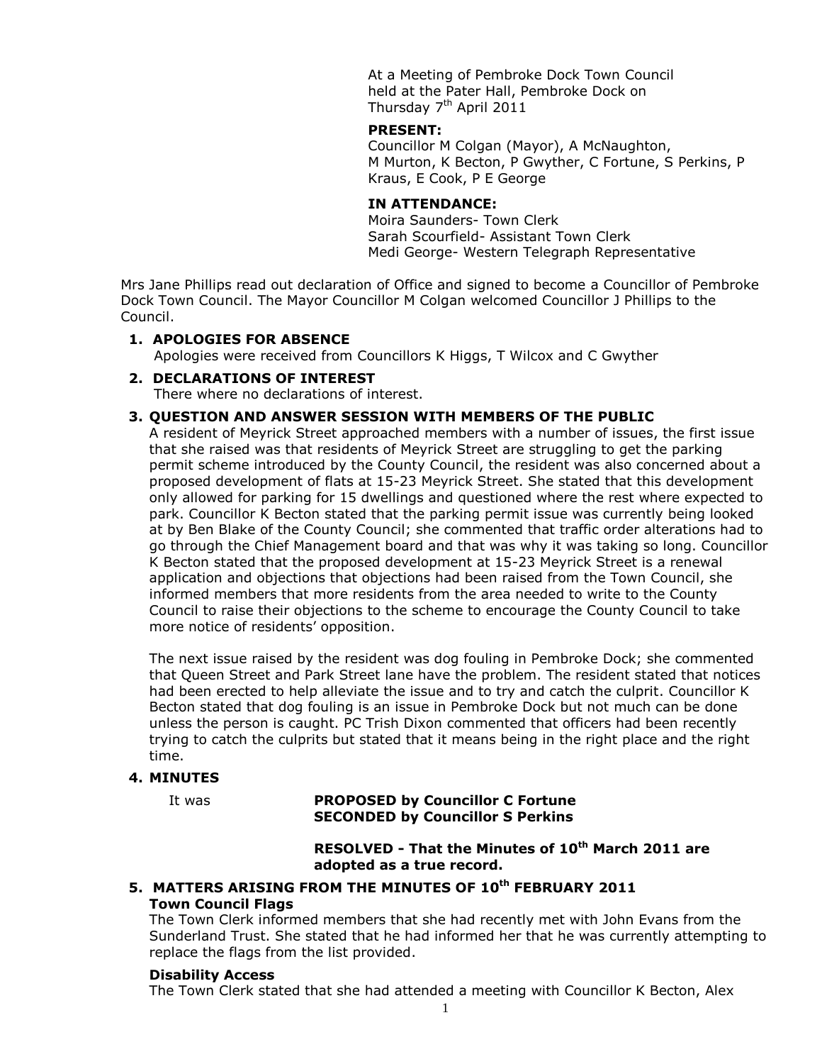At a Meeting of Pembroke Dock Town Council held at the Pater Hall, Pembroke Dock on Thursday 7th April 2011

**PRESENT:**
Councillor M Colgan (Mayor), A McNaughton, M Murton, K Becton, P Gwyther, C Fortune, S Perkins, P Kraus, E Cook, P E George

**IN ATTENDANCE:**
Moira Saunders- Town Clerk
Sarah Scourfield- Assistant Town Clerk
Medi George- Western Telegraph Representative

Mrs Jane Phillips read out declaration of Office and signed to become a Councillor of Pembroke Dock Town Council. The Mayor Councillor M Colgan welcomed Councillor J Phillips to the Council.

1. **APOLOGIES FOR ABSENCE**
   Apologies were received from Councillors K Higgs, T Wilcox and C Gwyther

2. **DECLARATIONS OF INTEREST**
   There where no declarations of interest.

3. **QUESTION AND ANSWER SESSION WITH MEMBERS OF THE PUBLIC**
   A resident of Meyrick Street approached members with a number of issues, the first issue that she raised was that residents of Meyrick Street are struggling to get the parking permit scheme introduced by the County Council, the resident was also concerned about a proposed development of flats at 15-23 Meyrick Street. She stated that this development only allowed for parking for 15 dwellings and questioned where the rest where expected to park. Councillor K Becton stated that the parking permit issue was currently being looked at by Ben Blake of the County Council; she commented that traffic order alterations had to go through the Chief Management board and that was why it was taking so long. Councillor K Becton stated that the proposed development at 15-23 Meyrick Street is a renewal application and objections that objections had been raised from the Town Council, she informed members that more residents from the area needed to write to the County Council to raise their objections to the scheme to encourage the County Council to take more notice of residents' opposition.

   The next issue raised by the resident was dog fouling in Pembroke Dock; she commented that Queen Street and Park Street lane have the problem. The resident stated that notices had been erected to help alleviate the issue and to try and catch the culprit. Councillor K Becton stated that dog fouling is an issue in Pembroke Dock but not much can be done unless the person is caught. PC Trish Dixon commented that officers had been recently trying to catch the culprits but stated that it means being in the right place and the right time.

4. **MINUTES**

   It was **PROPOSED by Councillor C Fortune**
   **SECONDED by Councillor S Perkins**

   **RESOLVED - That the Minutes of 10th March 2011 are adopted as a true record.**

5. **MATTERS ARISING FROM THE MINUTES OF 10th FEBRUARY 2011**

   **Town Council Flags**
   The Town Clerk informed members that she had recently met with John Evans from the Sunderland Trust. She stated that he had informed her that he was currently attempting to replace the flags from the list provided.

   **Disability Access**
   The Town Clerk stated that she had attended a meeting with Councillor K Becton, Alex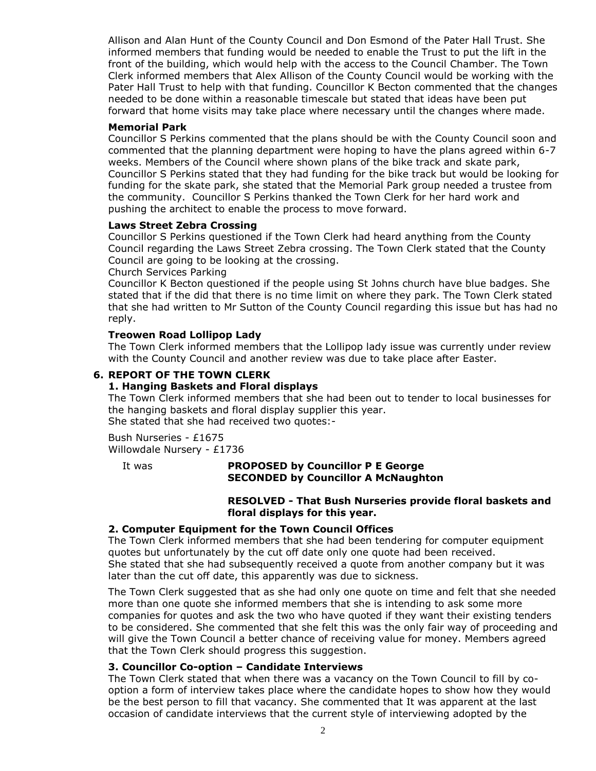Allison and Alan Hunt of the County Council and Don Esmond of the Pater Hall Trust. She informed members that funding would be needed to enable the Trust to put the lift in the front of the building, which would help with the access to the Council Chamber. The Town Clerk informed members that Alex Allison of the County Council would be working with the Pater Hall Trust to help with that funding. Councillor K Becton commented that the changes needed to be done within a reasonable timescale but stated that ideas have been put forward that home visits may take place where necessary until the changes where made.

**Memorial Park**

Councillor S Perkins commented that the plans should be with the County Council soon and commented that the planning department were hoping to have the plans agreed within 6-7 weeks. Members of the Council where shown plans of the bike track and skate park, Councillor S Perkins stated that they had funding for the bike track but would be looking for funding for the skate park, she stated that the Memorial Park group needed a trustee from the community. Councillor S Perkins thanked the Town Clerk for her hard work and pushing the architect to enable the process to move forward.

**Laws Street Zebra Crossing**

Councillor S Perkins questioned if the Town Clerk had heard anything from the County Council regarding the Laws Street Zebra crossing. The Town Clerk stated that the County Council are going to be looking at the crossing.

Church Services Parking

Councillor K Becton questioned if the people using St Johns church have blue badges. She stated that if the did that there is no time limit on where they park. The Town Clerk stated that she had written to Mr Sutton of the County Council regarding this issue but has had no reply.

**Treowen Road Lollipop Lady**

The Town Clerk informed members that the Lollipop lady issue was currently under review with the County Council and another review was due to take place after Easter.

## 6. REPORT OF THE TOWN CLERK

**1. Hanging Baskets and Floral displays**

The Town Clerk informed members that she had been out to tender to local businesses for the hanging baskets and floral display supplier this year.
She stated that she had received two quotes:-

Bush Nurseries - £1675
Willowdale Nursery - £1736

It was **PROPOSED by Councillor P E George**
**SECONDED by Councillor A McNaughton**

**RESOLVED - That Bush Nurseries provide floral baskets and floral displays for this year.**

**2. Computer Equipment for the Town Council Offices**

The Town Clerk informed members that she had been tendering for computer equipment quotes but unfortunately by the cut off date only one quote had been received.
She stated that she had subsequently received a quote from another company but it was later than the cut off date, this apparently was due to sickness.

The Town Clerk suggested that as she had only one quote on time and felt that she needed more than one quote she informed members that she is intending to ask some more companies for quotes and ask the two who have quoted if they want their existing tenders to be considered. She commented that she felt this was the only fair way of proceeding and will give the Town Council a better chance of receiving value for money. Members agreed that the Town Clerk should progress this suggestion.

**3. Councillor Co-option – Candidate Interviews**

The Town Clerk stated that when there was a vacancy on the Town Council to fill by co-option a form of interview takes place where the candidate hopes to show how they would be the best person to fill that vacancy. She commented that It was apparent at the last occasion of candidate interviews that the current style of interviewing adopted by the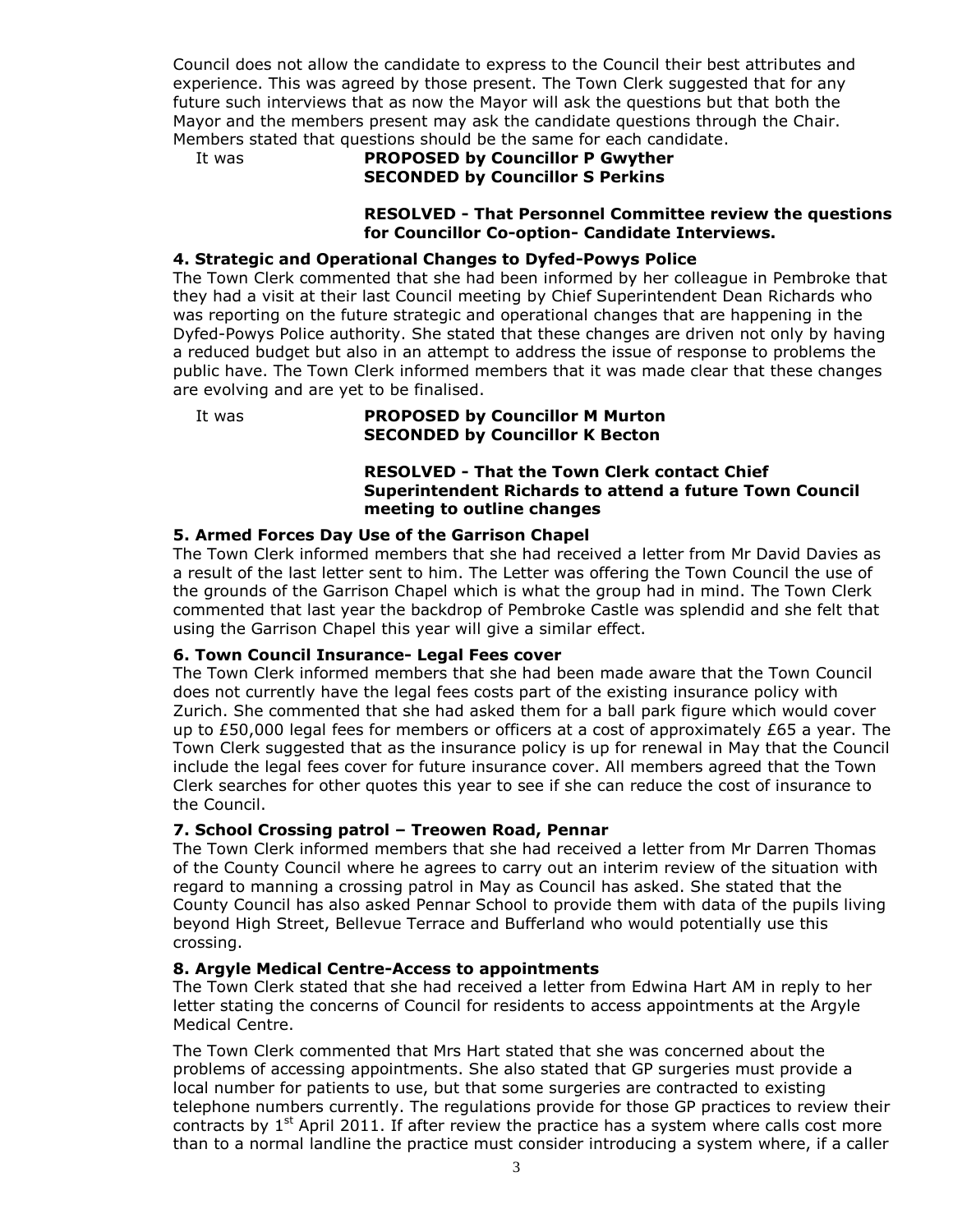Council does not allow the candidate to express to the Council their best attributes and experience. This was agreed by those present. The Town Clerk suggested that for any future such interviews that as now the Mayor will ask the questions but that both the Mayor and the members present may ask the candidate questions through the Chair. Members stated that questions should be the same for each candidate.

It was **PROPOSED by Councillor P Gwyther**
**SECONDED by Councillor S Perkins**

**RESOLVED - That Personnel Committee review the questions for Councillor Co-option- Candidate Interviews.**

### 4. Strategic and Operational Changes to Dyfed-Powys Police

The Town Clerk commented that she had been informed by her colleague in Pembroke that they had a visit at their last Council meeting by Chief Superintendent Dean Richards who was reporting on the future strategic and operational changes that are happening in the Dyfed-Powys Police authority. She stated that these changes are driven not only by having a reduced budget but also in an attempt to address the issue of response to problems the public have. The Town Clerk informed members that it was made clear that these changes are evolving and are yet to be finalised.

It was **PROPOSED by Councillor M Murton**
**SECONDED by Councillor K Becton**

**RESOLVED - That the Town Clerk contact Chief Superintendent Richards to attend a future Town Council meeting to outline changes**

### 5. Armed Forces Day Use of the Garrison Chapel

The Town Clerk informed members that she had received a letter from Mr David Davies as a result of the last letter sent to him. The Letter was offering the Town Council the use of the grounds of the Garrison Chapel which is what the group had in mind. The Town Clerk commented that last year the backdrop of Pembroke Castle was splendid and she felt that using the Garrison Chapel this year will give a similar effect.

### 6. Town Council Insurance- Legal Fees cover

The Town Clerk informed members that she had been made aware that the Town Council does not currently have the legal fees costs part of the existing insurance policy with Zurich. She commented that she had asked them for a ball park figure which would cover up to £50,000 legal fees for members or officers at a cost of approximately £65 a year. The Town Clerk suggested that as the insurance policy is up for renewal in May that the Council include the legal fees cover for future insurance cover. All members agreed that the Town Clerk searches for other quotes this year to see if she can reduce the cost of insurance to the Council.

### 7. School Crossing patrol – Treowen Road, Pennar

The Town Clerk informed members that she had received a letter from Mr Darren Thomas of the County Council where he agrees to carry out an interim review of the situation with regard to manning a crossing patrol in May as Council has asked. She stated that the County Council has also asked Pennar School to provide them with data of the pupils living beyond High Street, Bellevue Terrace and Bufferland who would potentially use this crossing.

### 8. Argyle Medical Centre-Access to appointments

The Town Clerk stated that she had received a letter from Edwina Hart AM in reply to her letter stating the concerns of Council for residents to access appointments at the Argyle Medical Centre.

The Town Clerk commented that Mrs Hart stated that she was concerned about the problems of accessing appointments. She also stated that GP surgeries must provide a local number for patients to use, but that some surgeries are contracted to existing telephone numbers currently. The regulations provide for those GP practices to review their contracts by 1st April 2011. If after review the practice has a system where calls cost more than to a normal landline the practice must consider introducing a system where, if a caller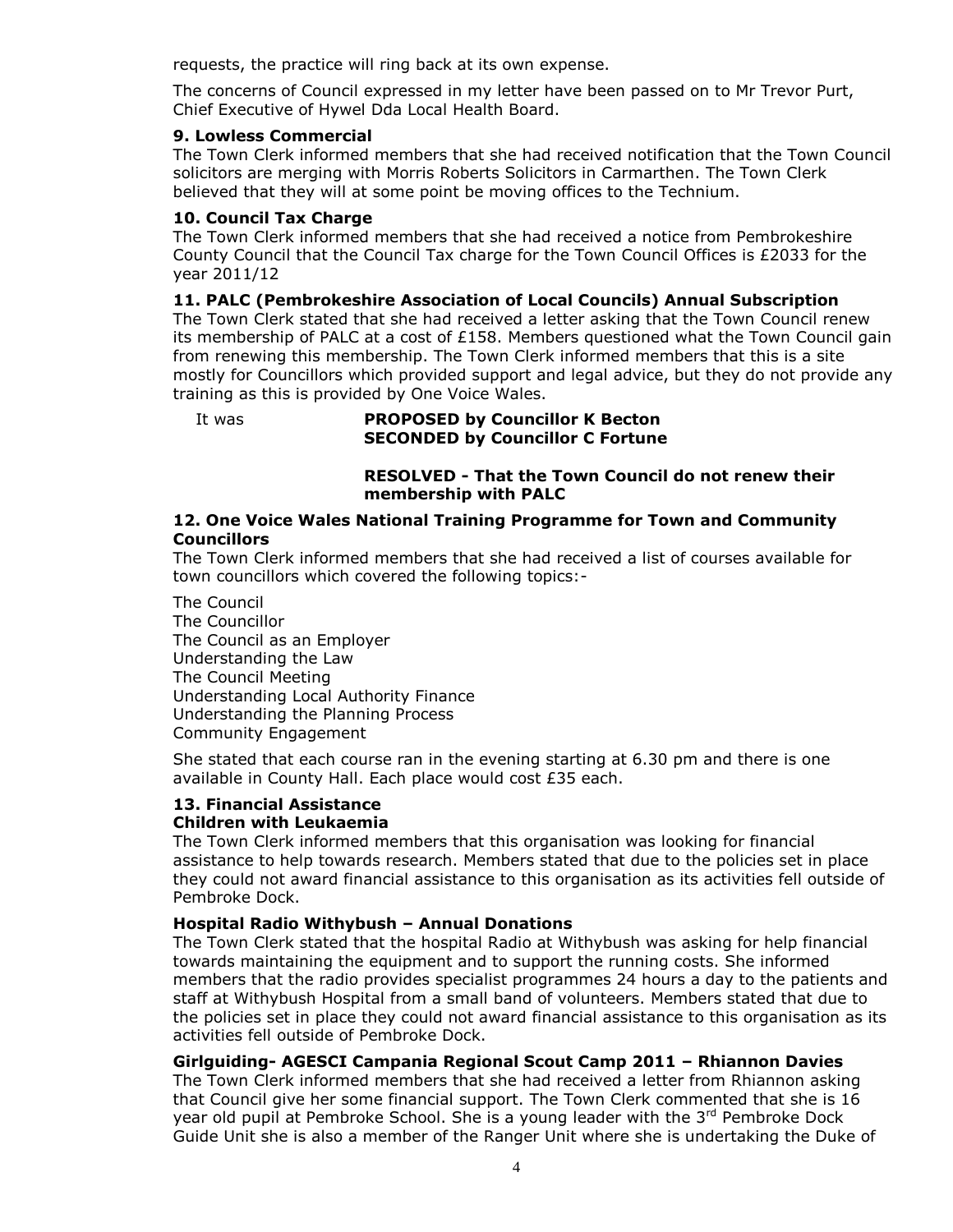requests, the practice will ring back at its own expense.

The concerns of Council expressed in my letter have been passed on to Mr Trevor Purt, Chief Executive of Hywel Dda Local Health Board.

### 9. Lowless Commercial

The Town Clerk informed members that she had received notification that the Town Council solicitors are merging with Morris Roberts Solicitors in Carmarthen. The Town Clerk believed that they will at some point be moving offices to the Technium.

### 10. Council Tax Charge

The Town Clerk informed members that she had received a notice from Pembrokeshire County Council that the Council Tax charge for the Town Council Offices is £2033 for the year 2011/12

### 11. PALC (Pembrokeshire Association of Local Councils) Annual Subscription

The Town Clerk stated that she had received a letter asking that the Town Council renew its membership of PALC at a cost of £158. Members questioned what the Town Council gain from renewing this membership. The Town Clerk informed members that this is a site mostly for Councillors which provided support and legal advice, but they do not provide any training as this is provided by One Voice Wales.

It was **PROPOSED by Councillor K Becton**
**SECONDED by Councillor C Fortune**

**RESOLVED - That the Town Council do not renew their membership with PALC**

### 12. One Voice Wales National Training Programme for Town and Community Councillors

The Town Clerk informed members that she had received a list of courses available for town councillors which covered the following topics:-

The Council
The Councillor
The Council as an Employer
Understanding the Law
The Council Meeting
Understanding Local Authority Finance
Understanding the Planning Process
Community Engagement

She stated that each course ran in the evening starting at 6.30 pm and there is one available in County Hall. Each place would cost £35 each.

### 13. Financial Assistance

**Children with Leukaemia**

The Town Clerk informed members that this organisation was looking for financial assistance to help towards research. Members stated that due to the policies set in place they could not award financial assistance to this organisation as its activities fell outside of Pembroke Dock.

**Hospital Radio Withybush – Annual Donations**

The Town Clerk stated that the hospital Radio at Withybush was asking for help financial towards maintaining the equipment and to support the running costs. She informed members that the radio provides specialist programmes 24 hours a day to the patients and staff at Withybush Hospital from a small band of volunteers. Members stated that due to the policies set in place they could not award financial assistance to this organisation as its activities fell outside of Pembroke Dock.

**Girlguiding- AGESCI Campania Regional Scout Camp 2011 – Rhiannon Davies**

The Town Clerk informed members that she had received a letter from Rhiannon asking that Council give her some financial support. The Town Clerk commented that she is 16 year old pupil at Pembroke School. She is a young leader with the 3rd Pembroke Dock Guide Unit she is also a member of the Ranger Unit where she is undertaking the Duke of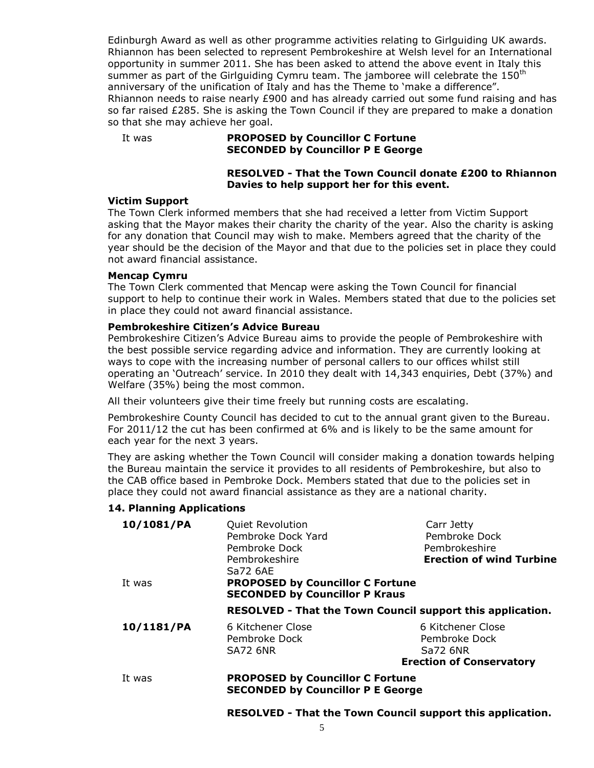Edinburgh Award as well as other programme activities relating to Girlguiding UK awards. Rhiannon has been selected to represent Pembrokeshire at Welsh level for an International opportunity in summer 2011. She has been asked to attend the above event in Italy this summer as part of the Girlguiding Cymru team. The jamboree will celebrate the 150th anniversary of the unification of Italy and has the Theme to 'make a difference". Rhiannon needs to raise nearly £900 and has already carried out some fund raising and has so far raised £285. She is asking the Town Council if they are prepared to make a donation so that she may achieve her goal.

It was **PROPOSED by Councillor C Fortune**
**SECONDED by Councillor P E George**

**RESOLVED - That the Town Council donate £200 to Rhiannon Davies to help support her for this event.**

**Victim Support**

The Town Clerk informed members that she had received a letter from Victim Support asking that the Mayor makes their charity the charity of the year. Also the charity is asking for any donation that Council may wish to make. Members agreed that the charity of the year should be the decision of the Mayor and that due to the policies set in place they could not award financial assistance.

**Mencap Cymru**

The Town Clerk commented that Mencap were asking the Town Council for financial support to help to continue their work in Wales. Members stated that due to the policies set in place they could not award financial assistance.

**Pembrokeshire Citizen's Advice Bureau**

Pembrokeshire Citizen's Advice Bureau aims to provide the people of Pembrokeshire with the best possible service regarding advice and information. They are currently looking at ways to cope with the increasing number of personal callers to our offices whilst still operating an 'Outreach' service. In 2010 they dealt with 14,343 enquiries, Debt (37%) and Welfare (35%) being the most common.

All their volunteers give their time freely but running costs are escalating.

Pembrokeshire County Council has decided to cut to the annual grant given to the Bureau. For 2011/12 the cut has been confirmed at 6% and is likely to be the same amount for each year for the next 3 years.

They are asking whether the Town Council will consider making a donation towards helping the Bureau maintain the service it provides to all residents of Pembrokeshire, but also to the CAB office based in Pembroke Dock. Members stated that due to the policies set in place they could not award financial assistance as they are a national charity.

### 14. Planning Applications

**10/1081/PA**

Quiet Revolution
Pembroke Dock Yard
Pembroke Dock
Pembrokeshire
Sa72 6AE

Carr Jetty
Pembroke Dock
Pembrokeshire
**Erection of wind Turbine**

It was **PROPOSED by Councillor C Fortune**
**SECONDED by Councillor P Kraus**

**RESOLVED - That the Town Council support this application.**

**10/1181/PA**

6 Kitchener Close
Pembroke Dock
SA72 6NR

6 Kitchener Close
Pembroke Dock
Sa72 6NR
**Erection of Conservatory**

It was **PROPOSED by Councillor C Fortune**
**SECONDED by Councillor P E George**

**RESOLVED - That the Town Council support this application.**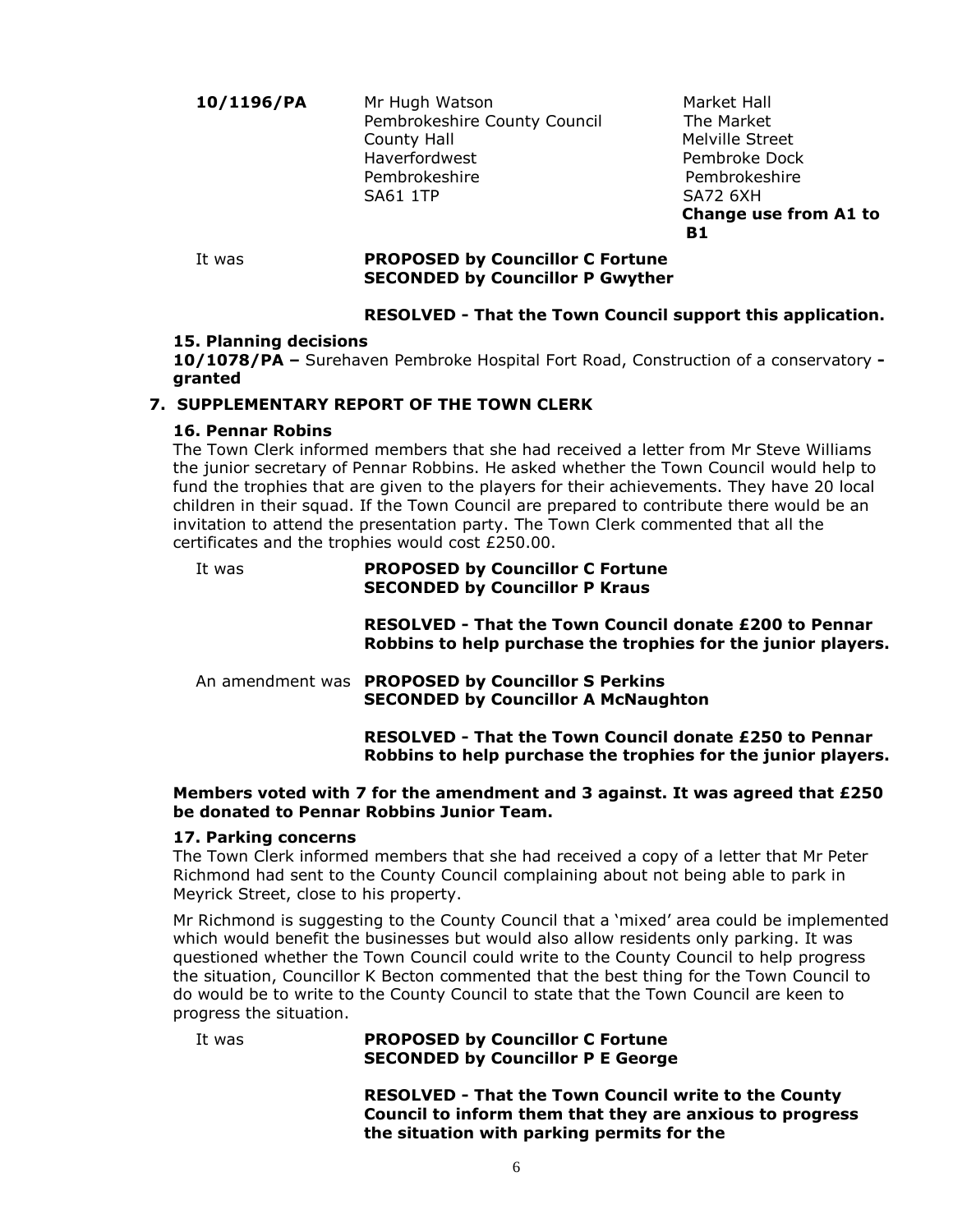| | | |
|---|---|---|
| **10/1196/PA** | Mr Hugh Watson<br>Pembrokeshire County Council<br>County Hall<br>Haverfordwest<br>Pembrokeshire<br>SA61 1TP | Market Hall<br>The Market<br>Melville Street<br>Pembroke Dock<br>Pembrokeshire<br>SA72 6XH<br>**Change use from A1 to B1** |

It was **PROPOSED by Councillor C Fortune**
**SECONDED by Councillor P Gwyther**

**RESOLVED - That the Town Council support this application.**

**15. Planning decisions**

**10/1078/PA –** Surehaven Pembroke Hospital Fort Road, Construction of a conservatory **- granted**

## 7. SUPPLEMENTARY REPORT OF THE TOWN CLERK

**16. Pennar Robins**

The Town Clerk informed members that she had received a letter from Mr Steve Williams the junior secretary of Pennar Robbins. He asked whether the Town Council would help to fund the trophies that are given to the players for their achievements. They have 20 local children in their squad. If the Town Council are prepared to contribute there would be an invitation to attend the presentation party. The Town Clerk commented that all the certificates and the trophies would cost £250.00.

It was **PROPOSED by Councillor C Fortune**
**SECONDED by Councillor P Kraus**

**RESOLVED - That the Town Council donate £200 to Pennar Robbins to help purchase the trophies for the junior players.**

An amendment was **PROPOSED by Councillor S Perkins**
**SECONDED by Councillor A McNaughton**

**RESOLVED - That the Town Council donate £250 to Pennar Robbins to help purchase the trophies for the junior players.**

**Members voted with 7 for the amendment and 3 against. It was agreed that £250 be donated to Pennar Robbins Junior Team.**

**17. Parking concerns**

The Town Clerk informed members that she had received a copy of a letter that Mr Peter Richmond had sent to the County Council complaining about not being able to park in Meyrick Street, close to his property.

Mr Richmond is suggesting to the County Council that a 'mixed' area could be implemented which would benefit the businesses but would also allow residents only parking. It was questioned whether the Town Council could write to the County Council to help progress the situation, Councillor K Becton commented that the best thing for the Town Council to do would be to write to the County Council to state that the Town Council are keen to progress the situation.

It was **PROPOSED by Councillor C Fortune**
**SECONDED by Councillor P E George**

**RESOLVED - That the Town Council write to the County Council to inform them that they are anxious to progress the situation with parking permits for the**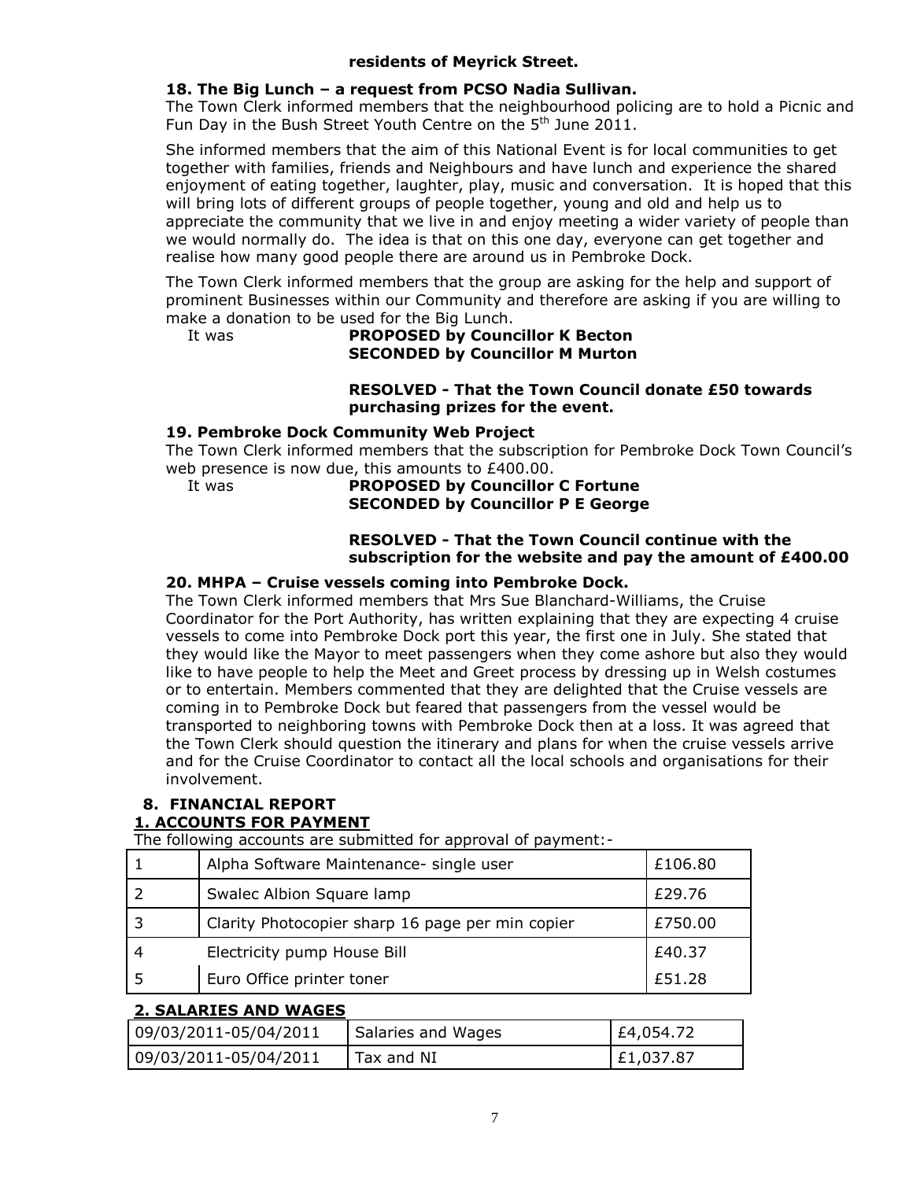**residents of Meyrick Street.**

### 18. The Big Lunch – a request from PCSO Nadia Sullivan.

The Town Clerk informed members that the neighbourhood policing are to hold a Picnic and Fun Day in the Bush Street Youth Centre on the 5th June 2011.

She informed members that the aim of this National Event is for local communities to get together with families, friends and Neighbours and have lunch and experience the shared enjoyment of eating together, laughter, play, music and conversation. It is hoped that this will bring lots of different groups of people together, young and old and help us to appreciate the community that we live in and enjoy meeting a wider variety of people than we would normally do. The idea is that on this one day, everyone can get together and realise how many good people there are around us in Pembroke Dock.

The Town Clerk informed members that the group are asking for the help and support of prominent Businesses within our Community and therefore are asking if you are willing to make a donation to be used for the Big Lunch.

It was **PROPOSED by Councillor K Becton**
**SECONDED by Councillor M Murton**

**RESOLVED - That the Town Council donate £50 towards purchasing prizes for the event.**

### 19. Pembroke Dock Community Web Project

The Town Clerk informed members that the subscription for Pembroke Dock Town Council's web presence is now due, this amounts to £400.00.

It was **PROPOSED by Councillor C Fortune**
**SECONDED by Councillor P E George**

**RESOLVED - That the Town Council continue with the subscription for the website and pay the amount of £400.00**

### 20. MHPA – Cruise vessels coming into Pembroke Dock.

The Town Clerk informed members that Mrs Sue Blanchard-Williams, the Cruise Coordinator for the Port Authority, has written explaining that they are expecting 4 cruise vessels to come into Pembroke Dock port this year, the first one in July. She stated that they would like the Mayor to meet passengers when they come ashore but also they would like to have people to help the Meet and Greet process by dressing up in Welsh costumes or to entertain. Members commented that they are delighted that the Cruise vessels are coming in to Pembroke Dock but feared that passengers from the vessel would be transported to neighboring towns with Pembroke Dock then at a loss. It was agreed that the Town Clerk should question the itinerary and plans for when the cruise vessels arrive and for the Cruise Coordinator to contact all the local schools and organisations for their involvement.

## 8. FINANCIAL REPORT

### 1. ACCOUNTS FOR PAYMENT

The following accounts are submitted for approval of payment:-

| | | |
|---|---|---|
| 1 | Alpha Software Maintenance- single user | £106.80 |
| 2 | Swalec Albion Square lamp | £29.76 |
| 3 | Clarity Photocopier sharp 16 page per min copier | £750.00 |
| 4 | Electricity pump House Bill | £40.37 |
| 5 | Euro Office printer toner | £51.28 |

### 2. SALARIES AND WAGES

| | | |
|---|---|---|
| 09/03/2011-05/04/2011 | Salaries and Wages | £4,054.72 |
| 09/03/2011-05/04/2011 | Tax and NI | £1,037.87 |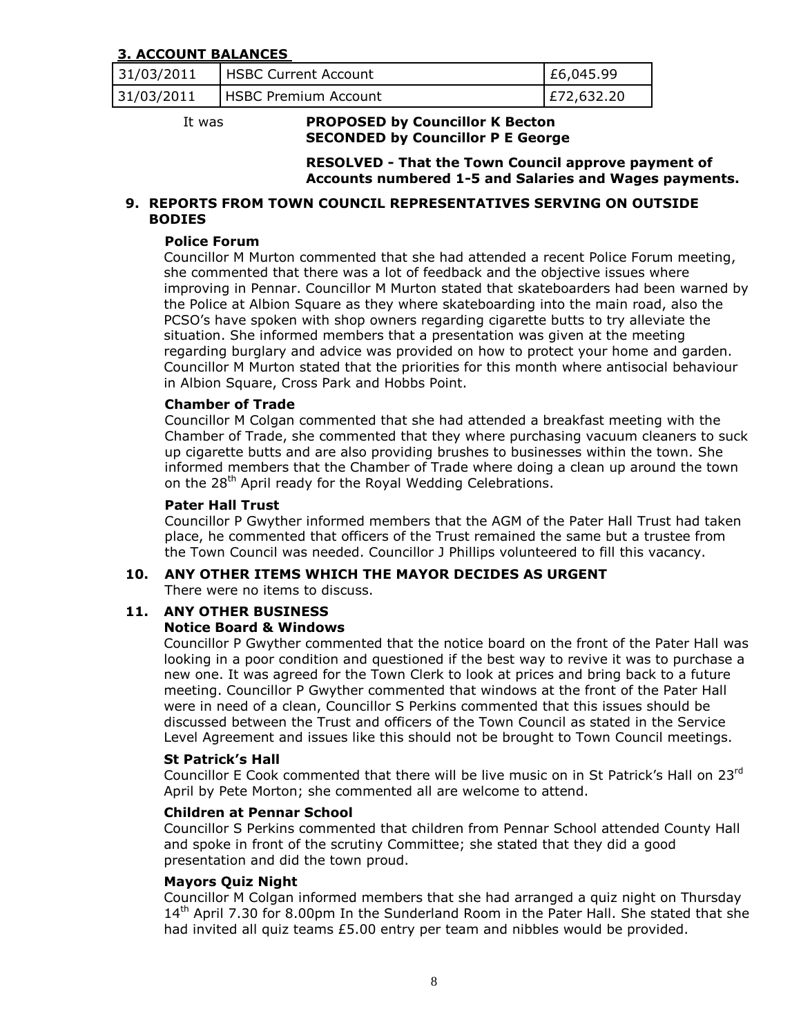### 3. ACCOUNT BALANCES

| 31/03/2011 | HSBC Current Account | £6,045.99 |
|---|---|---|
| 31/03/2011 | HSBC Premium Account | £72,632.20 |

It was **PROPOSED by Councillor K Becton**
**SECONDED by Councillor P E George**

**RESOLVED - That the Town Council approve payment of Accounts numbered 1-5 and Salaries and Wages payments.**

## 9. REPORTS FROM TOWN COUNCIL REPRESENTATIVES SERVING ON OUTSIDE BODIES

**Police Forum**

Councillor M Murton commented that she had attended a recent Police Forum meeting, she commented that there was a lot of feedback and the objective issues where improving in Pennar. Councillor M Murton stated that skateboarders had been warned by the Police at Albion Square as they where skateboarding into the main road, also the PCSO's have spoken with shop owners regarding cigarette butts to try alleviate the situation. She informed members that a presentation was given at the meeting regarding burglary and advice was provided on how to protect your home and garden. Councillor M Murton stated that the priorities for this month where antisocial behaviour in Albion Square, Cross Park and Hobbs Point.

**Chamber of Trade**

Councillor M Colgan commented that she had attended a breakfast meeting with the Chamber of Trade, she commented that they where purchasing vacuum cleaners to suck up cigarette butts and are also providing brushes to businesses within the town. She informed members that the Chamber of Trade where doing a clean up around the town on the 28th April ready for the Royal Wedding Celebrations.

**Pater Hall Trust**

Councillor P Gwyther informed members that the AGM of the Pater Hall Trust had taken place, he commented that officers of the Trust remained the same but a trustee from the Town Council was needed. Councillor J Phillips volunteered to fill this vacancy.

## 10. ANY OTHER ITEMS WHICH THE MAYOR DECIDES AS URGENT

There were no items to discuss.

## 11. ANY OTHER BUSINESS

**Notice Board & Windows**

Councillor P Gwyther commented that the notice board on the front of the Pater Hall was looking in a poor condition and questioned if the best way to revive it was to purchase a new one. It was agreed for the Town Clerk to look at prices and bring back to a future meeting. Councillor P Gwyther commented that windows at the front of the Pater Hall were in need of a clean, Councillor S Perkins commented that this issues should be discussed between the Trust and officers of the Town Council as stated in the Service Level Agreement and issues like this should not be brought to Town Council meetings.

**St Patrick's Hall**

Councillor E Cook commented that there will be live music on in St Patrick's Hall on 23rd April by Pete Morton; she commented all are welcome to attend.

**Children at Pennar School**

Councillor S Perkins commented that children from Pennar School attended County Hall and spoke in front of the scrutiny Committee; she stated that they did a good presentation and did the town proud.

**Mayors Quiz Night**

Councillor M Colgan informed members that she had arranged a quiz night on Thursday 14th April 7.30 for 8.00pm In the Sunderland Room in the Pater Hall. She stated that she had invited all quiz teams £5.00 entry per team and nibbles would be provided.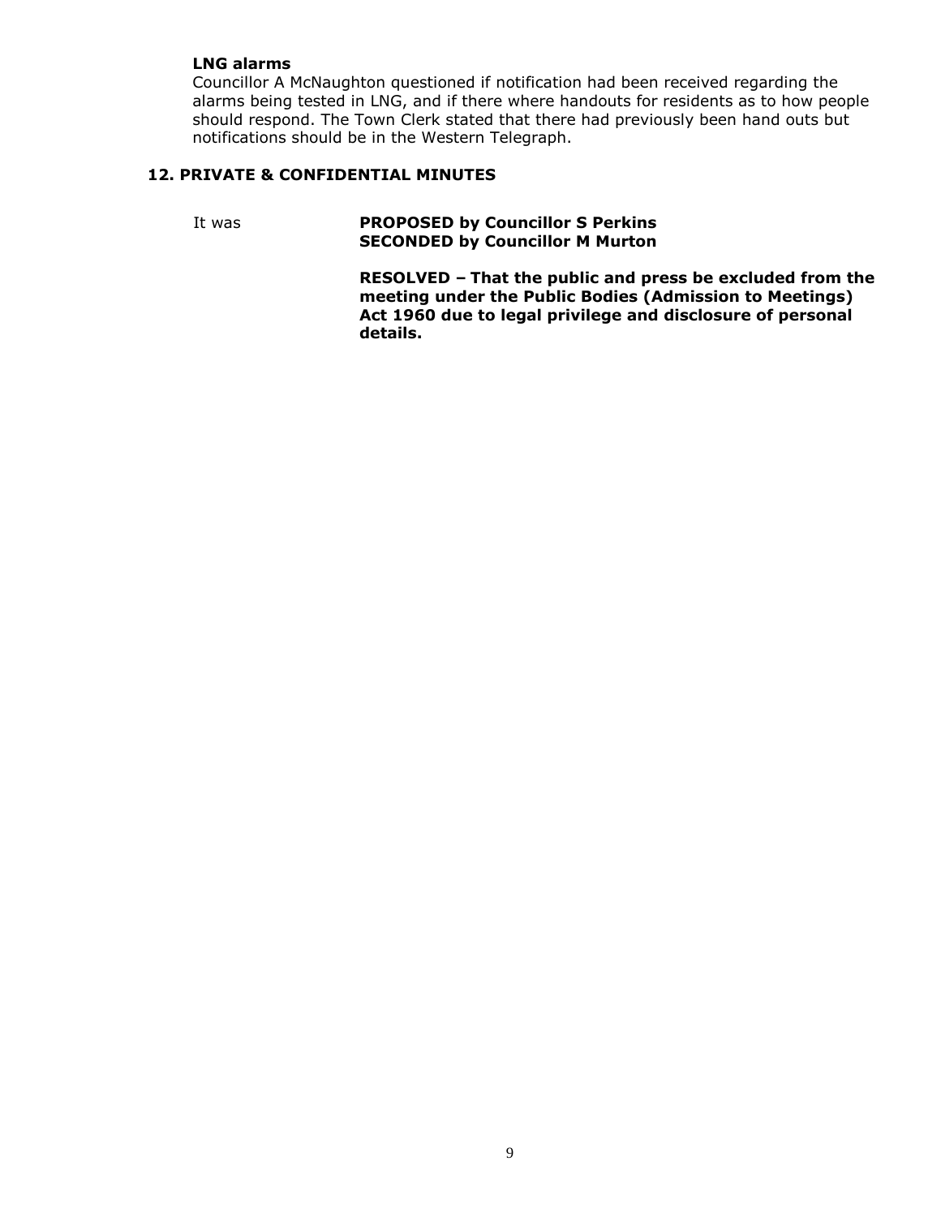**LNG alarms**

Councillor A McNaughton questioned if notification had been received regarding the alarms being tested in LNG, and if there where handouts for residents as to how people should respond. The Town Clerk stated that there had previously been hand outs but notifications should be in the Western Telegraph.

## 12. PRIVATE & CONFIDENTIAL MINUTES

It was **PROPOSED by Councillor S Perkins**
**SECONDED by Councillor M Murton**

**RESOLVED – That the public and press be excluded from the meeting under the Public Bodies (Admission to Meetings) Act 1960 due to legal privilege and disclosure of personal details.**